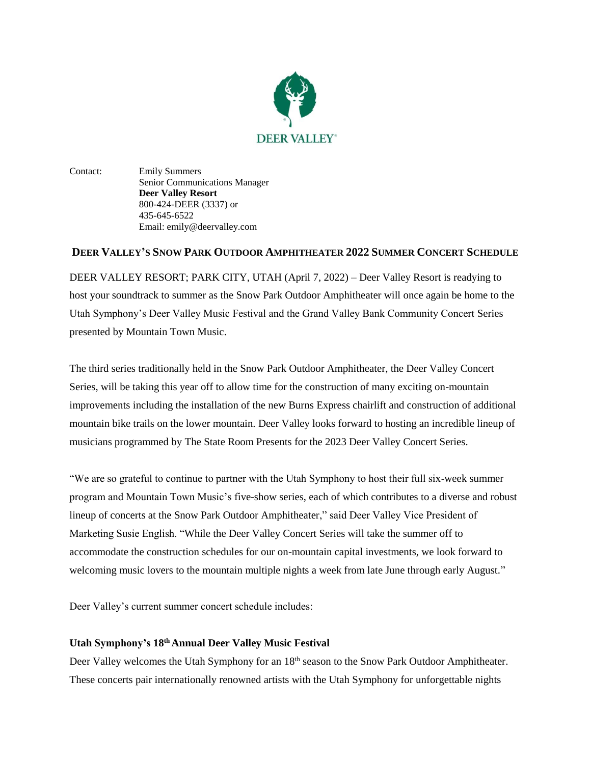DEER VALLEY

Contact: Emily Summers
Senior Communications Manager
**Deer Valley Resort**
800-424-DEER (3337) or
435-645-6522
Email: emily@deervalley.com

## DEER VALLEY'S SNOW PARK OUTDOOR AMPHITHEATER 2022 SUMMER CONCERT SCHEDULE

DEER VALLEY RESORT; PARK CITY, UTAH (April 7, 2022) – Deer Valley Resort is readying to host your soundtrack to summer as the Snow Park Outdoor Amphitheater will once again be home to the Utah Symphony's Deer Valley Music Festival and the Grand Valley Bank Community Concert Series presented by Mountain Town Music.

The third series traditionally held in the Snow Park Outdoor Amphitheater, the Deer Valley Concert Series, will be taking this year off to allow time for the construction of many exciting on-mountain improvements including the installation of the new Burns Express chairlift and construction of additional mountain bike trails on the lower mountain. Deer Valley looks forward to hosting an incredible lineup of musicians programmed by The State Room Presents for the 2023 Deer Valley Concert Series.

"We are so grateful to continue to partner with the Utah Symphony to host their full six-week summer program and Mountain Town Music's five-show series, each of which contributes to a diverse and robust lineup of concerts at the Snow Park Outdoor Amphitheater," said Deer Valley Vice President of Marketing Susie English. "While the Deer Valley Concert Series will take the summer off to accommodate the construction schedules for our on-mountain capital investments, we look forward to welcoming music lovers to the mountain multiple nights a week from late June through early August."

Deer Valley's current summer concert schedule includes:

### Utah Symphony's 18th Annual Deer Valley Music Festival

Deer Valley welcomes the Utah Symphony for an 18th season to the Snow Park Outdoor Amphitheater. These concerts pair internationally renowned artists with the Utah Symphony for unforgettable nights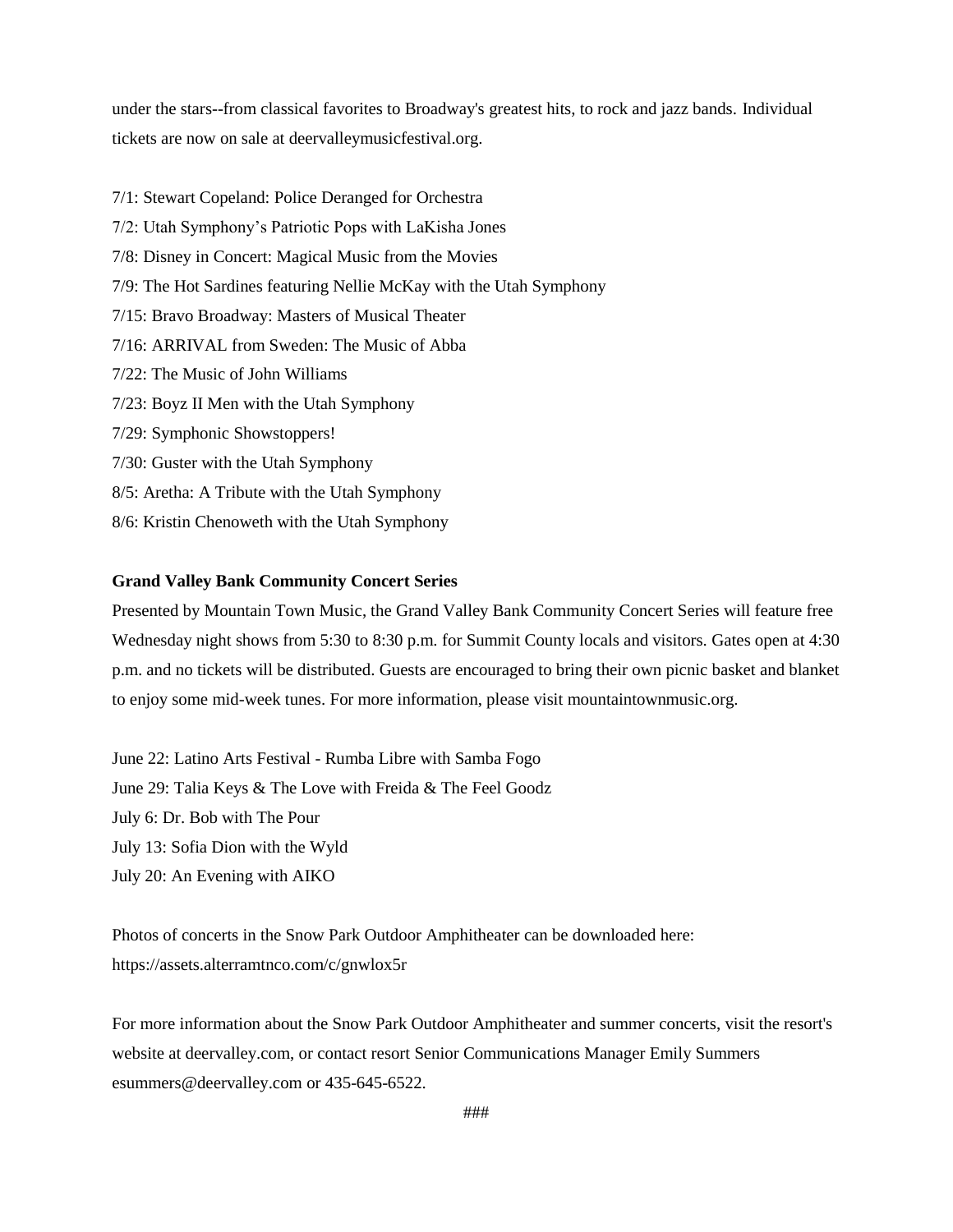under the stars--from classical favorites to Broadway's greatest hits, to rock and jazz bands. Individual tickets are now on sale at deervalleymusicfestival.org.

7/1: Stewart Copeland: Police Deranged for Orchestra
7/2: Utah Symphony's Patriotic Pops with LaKisha Jones
7/8: Disney in Concert: Magical Music from the Movies
7/9: The Hot Sardines featuring Nellie McKay with the Utah Symphony
7/15: Bravo Broadway: Masters of Musical Theater
7/16: ARRIVAL from Sweden: The Music of Abba
7/22: The Music of John Williams
7/23: Boyz II Men with the Utah Symphony
7/29: Symphonic Showstoppers!
7/30: Guster with the Utah Symphony
8/5: Aretha: A Tribute with the Utah Symphony
8/6: Kristin Chenoweth with the Utah Symphony

**Grand Valley Bank Community Concert Series**

Presented by Mountain Town Music, the Grand Valley Bank Community Concert Series will feature free Wednesday night shows from 5:30 to 8:30 p.m. for Summit County locals and visitors. Gates open at 4:30 p.m. and no tickets will be distributed. Guests are encouraged to bring their own picnic basket and blanket to enjoy some mid-week tunes. For more information, please visit mountaintownmusic.org.

June 22: Latino Arts Festival - Rumba Libre with Samba Fogo
June 29: Talia Keys & The Love with Freida & The Feel Goodz
July 6: Dr. Bob with The Pour
July 13: Sofia Dion with the Wyld
July 20: An Evening with AIKO

Photos of concerts in the Snow Park Outdoor Amphitheater can be downloaded here: https://assets.alterramtnco.com/c/gnwlox5r

For more information about the Snow Park Outdoor Amphitheater and summer concerts, visit the resort's website at deervalley.com, or contact resort Senior Communications Manager Emily Summers esummers@deervalley.com or 435-645-6522.

###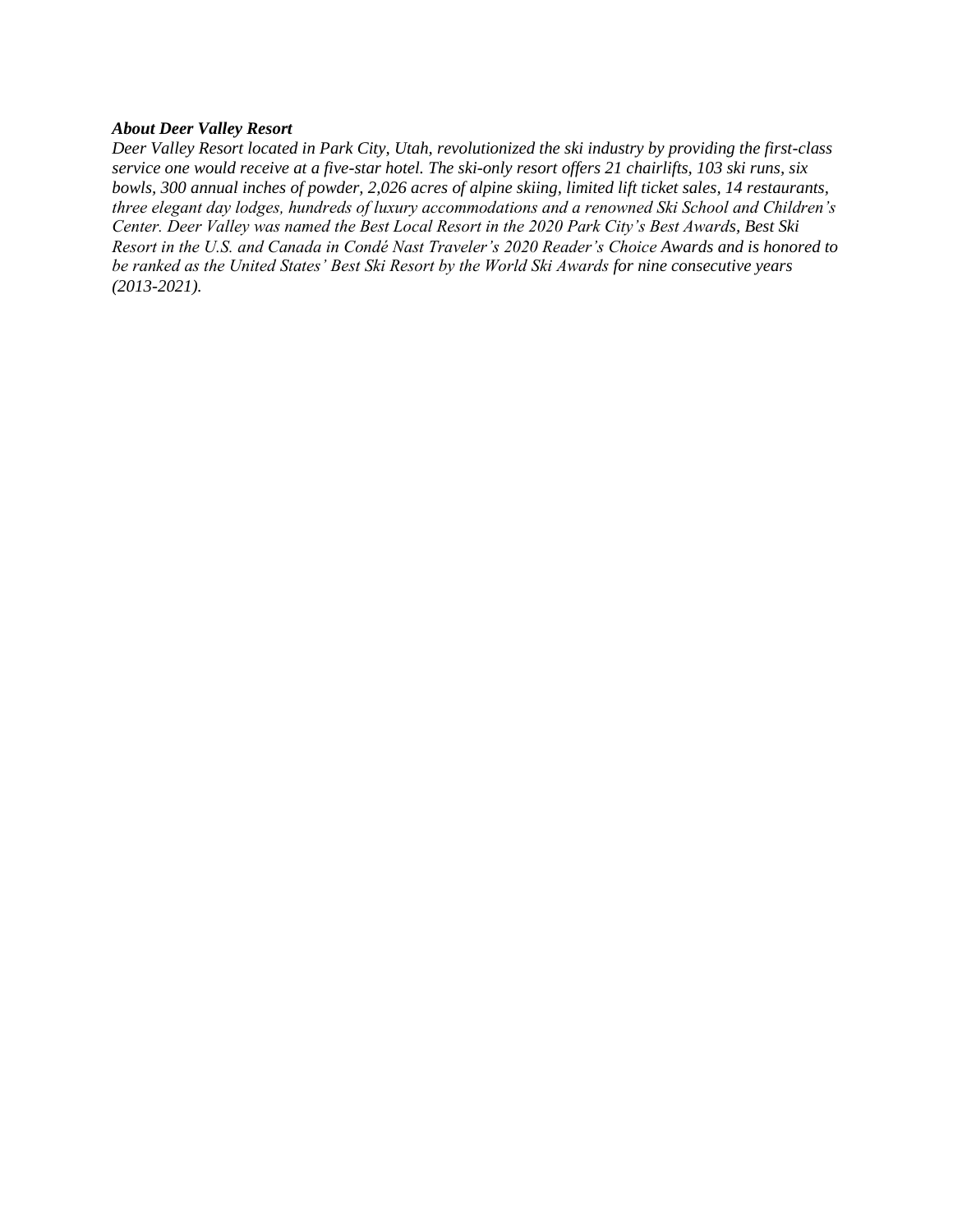***About Deer Valley Resort***

*Deer Valley Resort located in Park City, Utah, revolutionized the ski industry by providing the first-class service one would receive at a five-star hotel. The ski-only resort offers 21 chairlifts, 103 ski runs, six bowls, 300 annual inches of powder, 2,026 acres of alpine skiing, limited lift ticket sales, 14 restaurants, three elegant day lodges, hundreds of luxury accommodations and a renowned Ski School and Children's Center. Deer Valley was named the Best Local Resort in the 2020 Park City's Best Awards, Best Ski Resort in the U.S. and Canada in Condé Nast Traveler's 2020 Reader's Choice Awards and is honored to be ranked as the United States' Best Ski Resort by the World Ski Awards for nine consecutive years (2013-2021).*